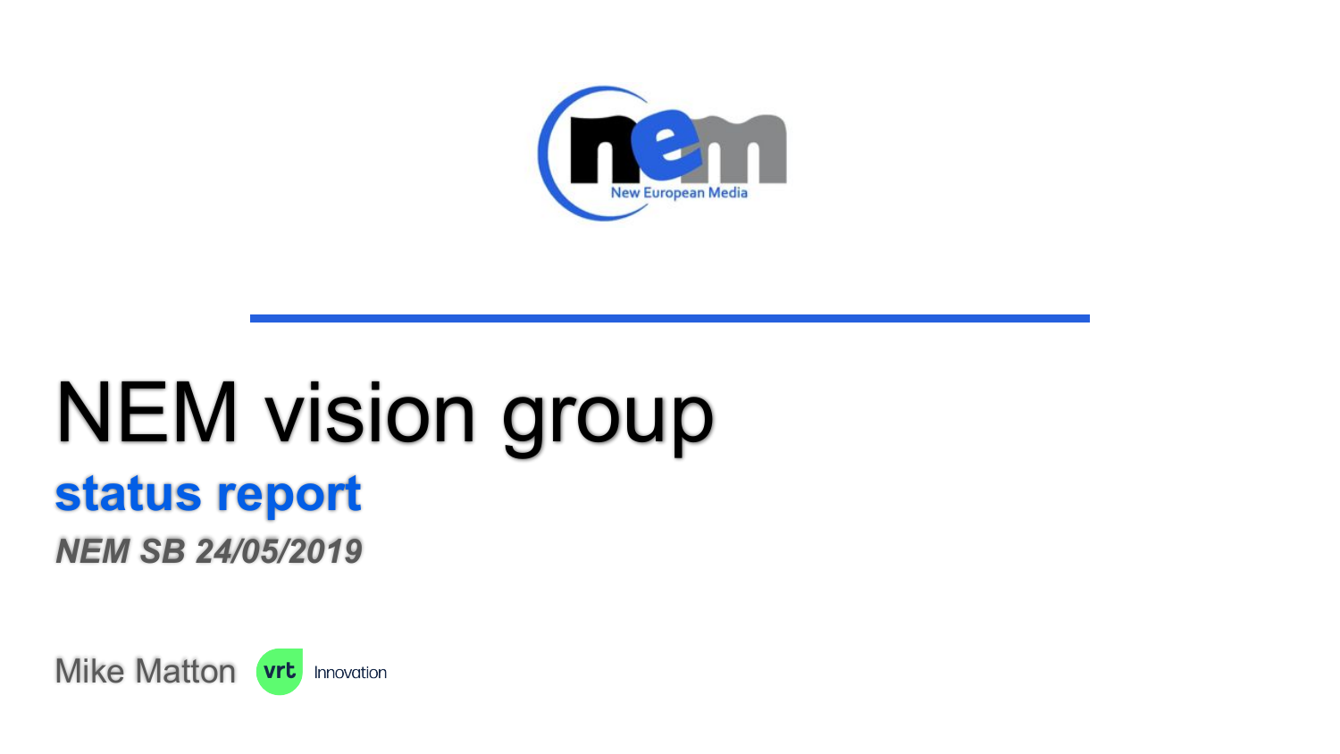New European Media

# NEM vision group

## status report

***NEM SB 24/05/2019***

Mike Matton vrt Innovation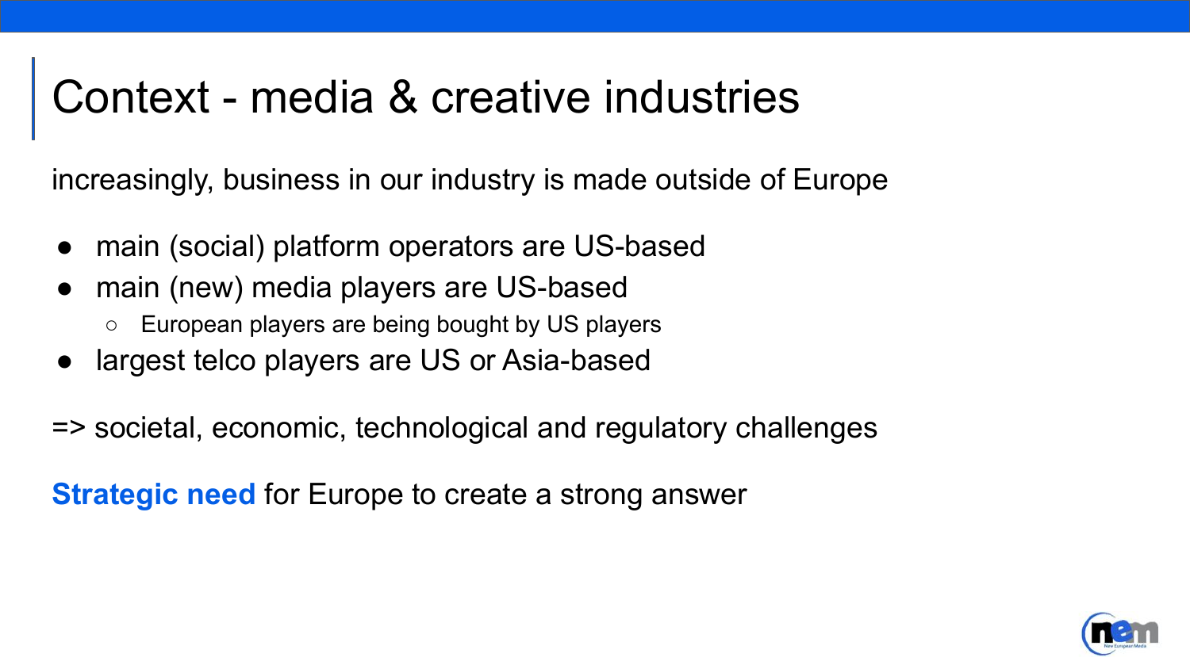# Context - media & creative industries

increasingly, business in our industry is made outside of Europe

- main (social) platform operators are US-based
- main (new) media players are US-based
  - European players are being bought by US players
- largest telco players are US or Asia-based

=> societal, economic, technological and regulatory challenges

**Strategic need** for Europe to create a strong answer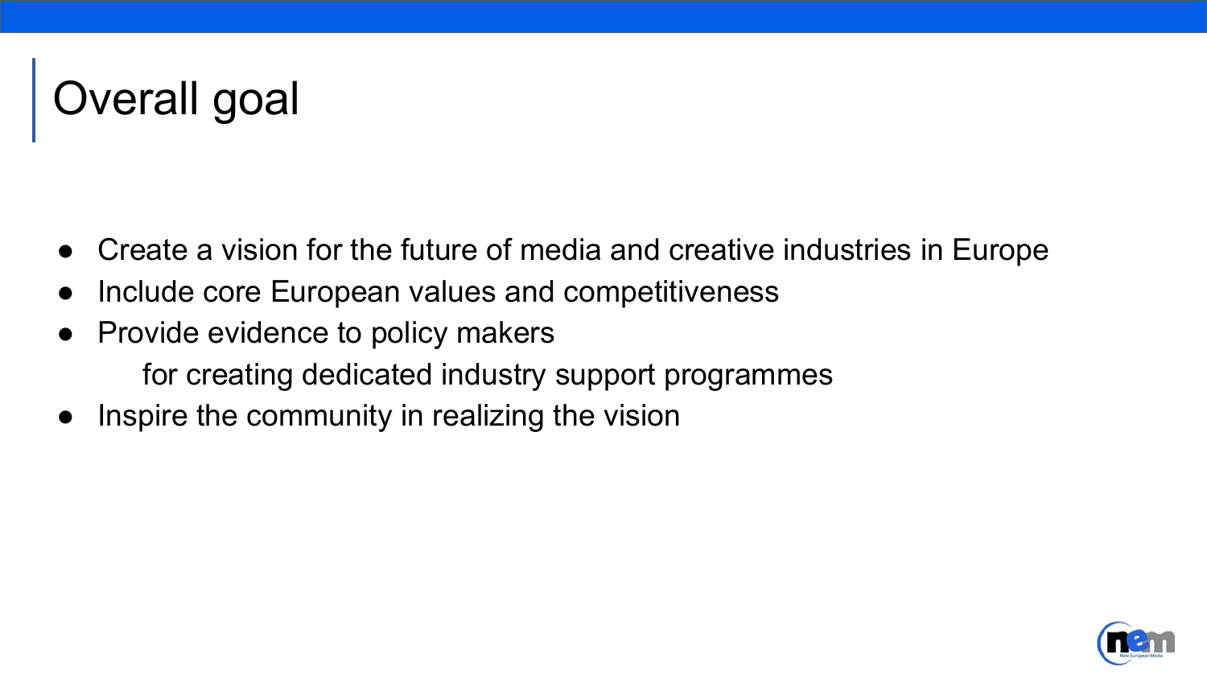# Overall goal

- Create a vision for the future of media and creative industries in Europe
- Include core European values and competitiveness
- Provide evidence to policy makers
  for creating dedicated industry support programmes
- Inspire the community in realizing the vision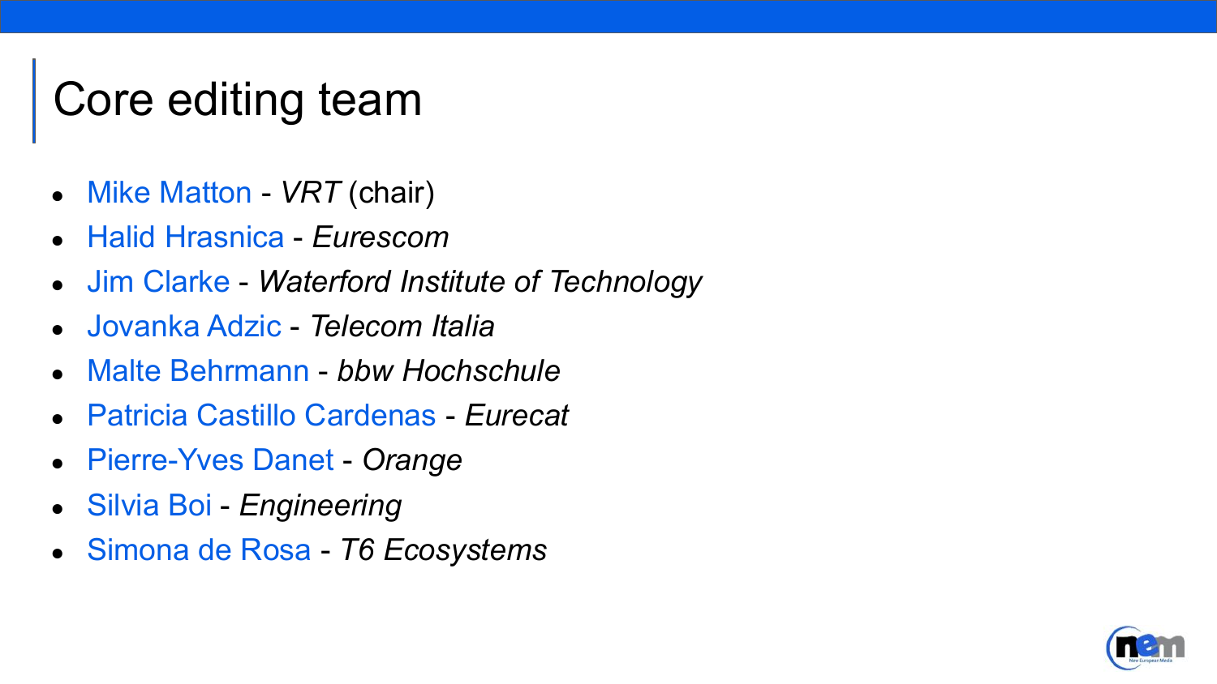# Core editing team

- Mike Matton - *VRT* (chair)
- Halid Hrasnica - *Eurescom*
- Jim Clarke - *Waterford Institute of Technology*
- Jovanka Adzic - *Telecom Italia*
- Malte Behrmann - *bbw Hochschule*
- Patricia Castillo Cardenas - *Eurecat*
- Pierre-Yves Danet - *Orange*
- Silvia Boi - *Engineering*
- Simona de Rosa - *T6 Ecosystems*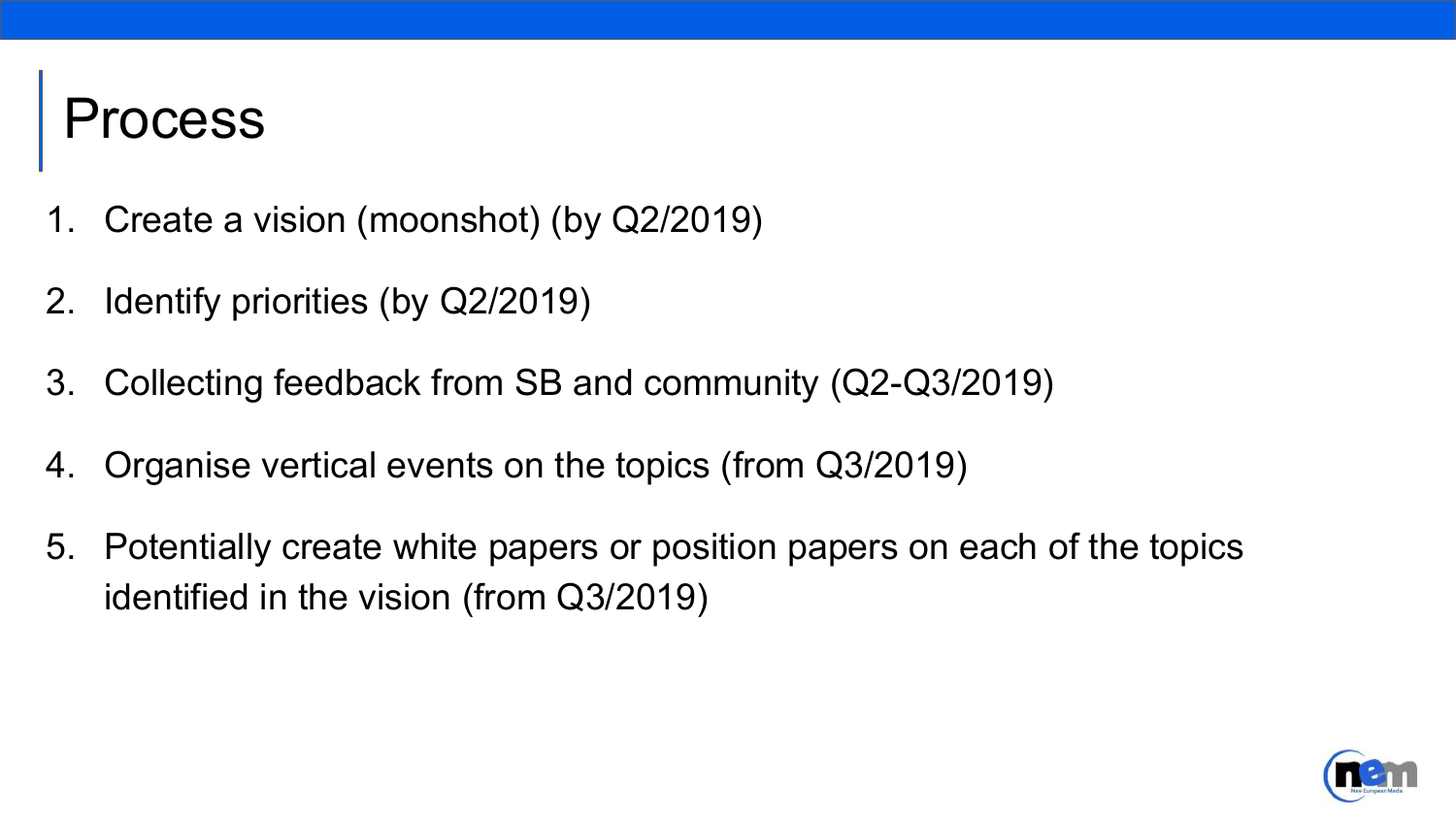# Process

1. Create a vision (moonshot) (by Q2/2019)
2. Identify priorities (by Q2/2019)
3. Collecting feedback from SB and community (Q2-Q3/2019)
4. Organise vertical events on the topics (from Q3/2019)
5. Potentially create white papers or position papers on each of the topics identified in the vision (from Q3/2019)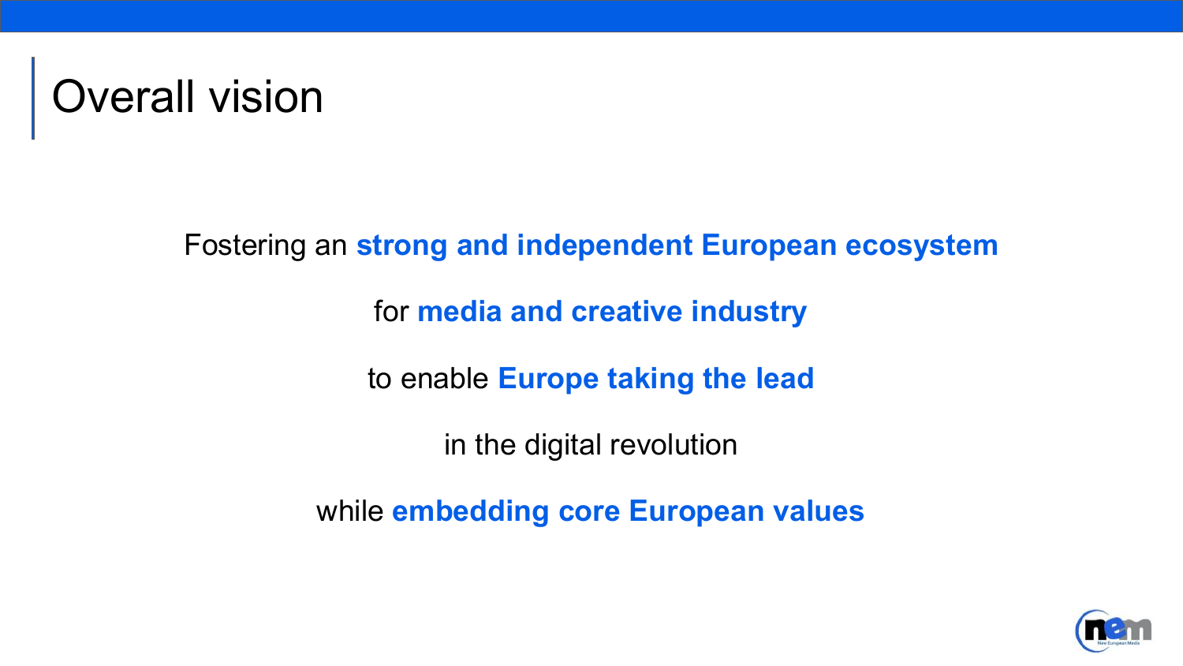# Overall vision

Fostering an **strong and independent European ecosystem**

for **media and creative industry**

to enable **Europe taking the lead**

in the digital revolution

while **embedding core European values**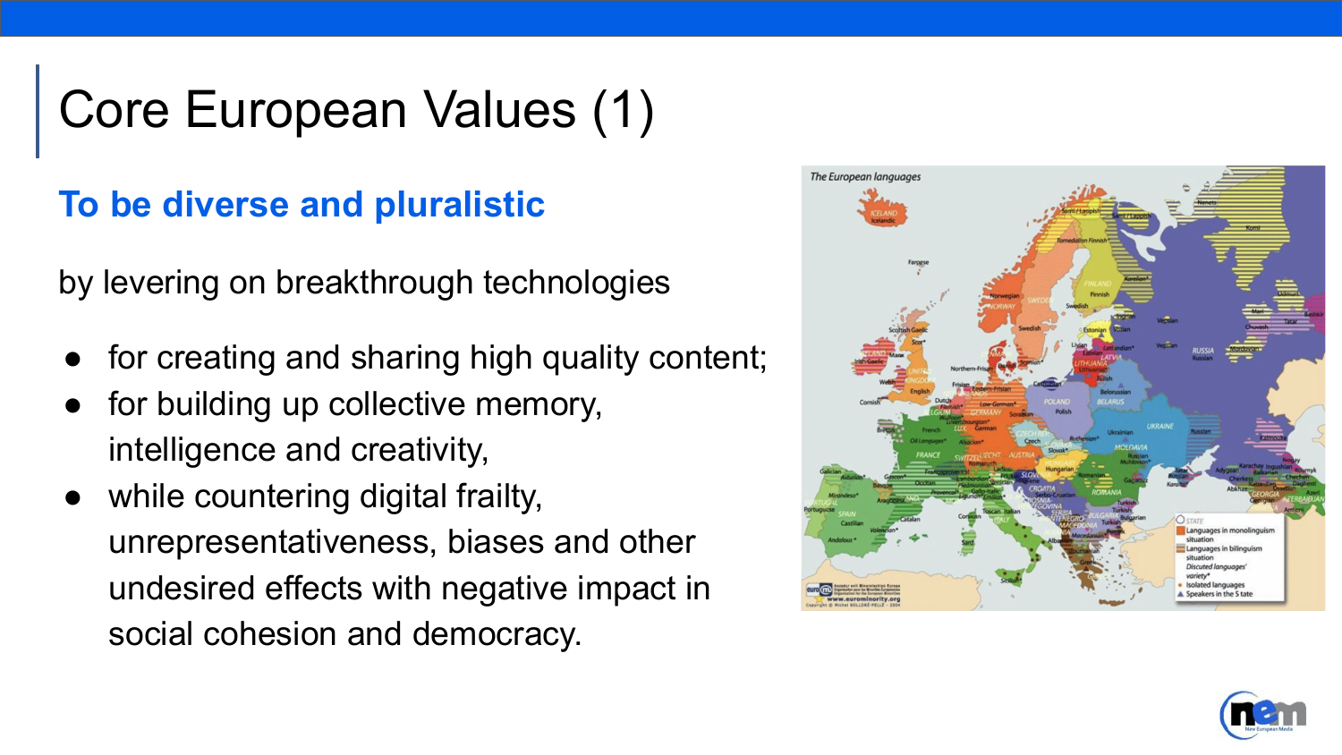# Core European Values (1)

## To be diverse and pluralistic

by levering on breakthrough technologies

- for creating and sharing high quality content;
- for building up collective memory, intelligence and creativity,
- while countering digital frailty, unrepresentativeness, biases and other undesired effects with negative impact in social cohesion and democracy.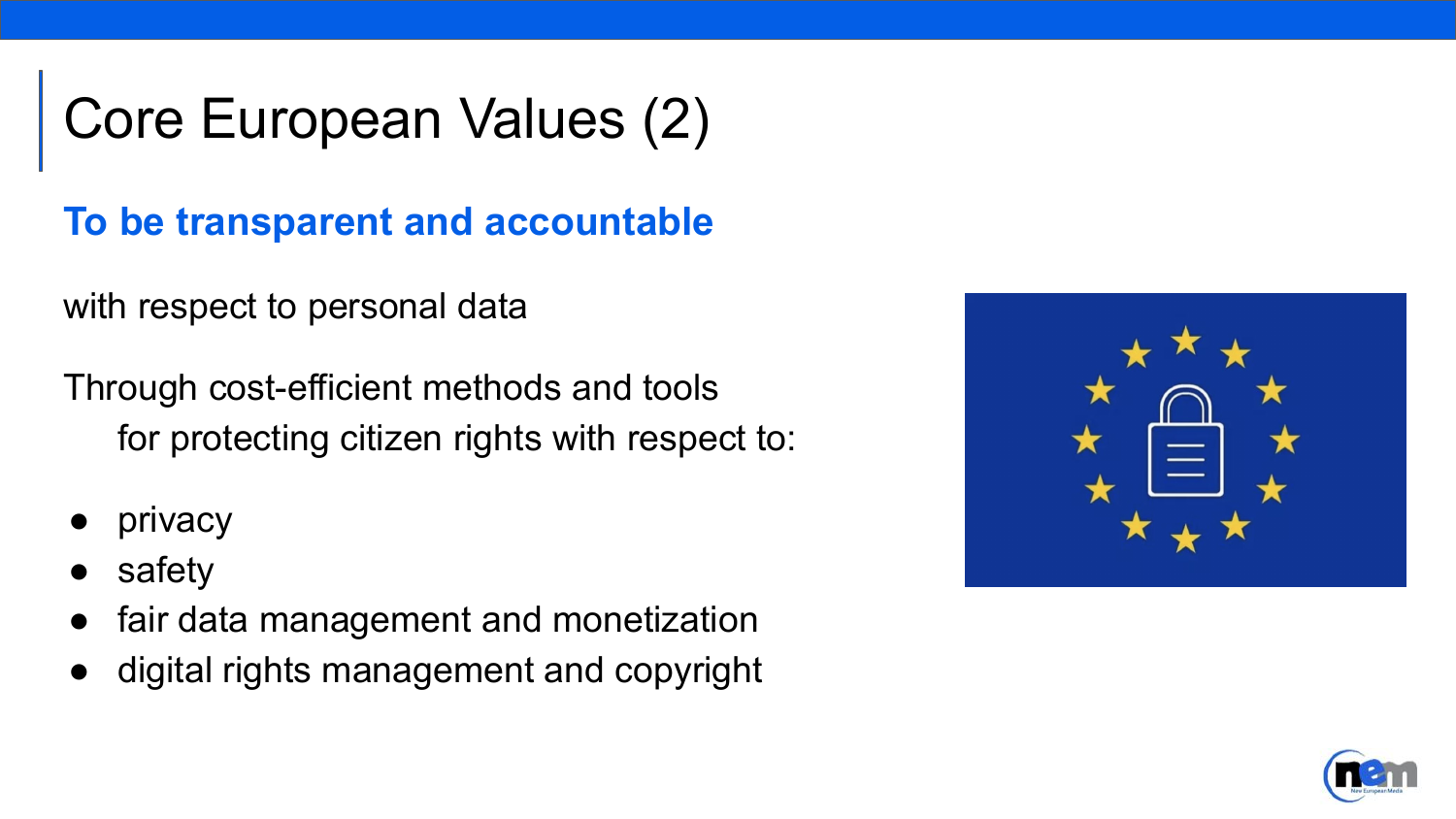# Core European Values (2)

## To be transparent and accountable

with respect to personal data

Through cost-efficient methods and tools
for protecting citizen rights with respect to:

- privacy
- safety
- fair data management and monetization
- digital rights management and copyright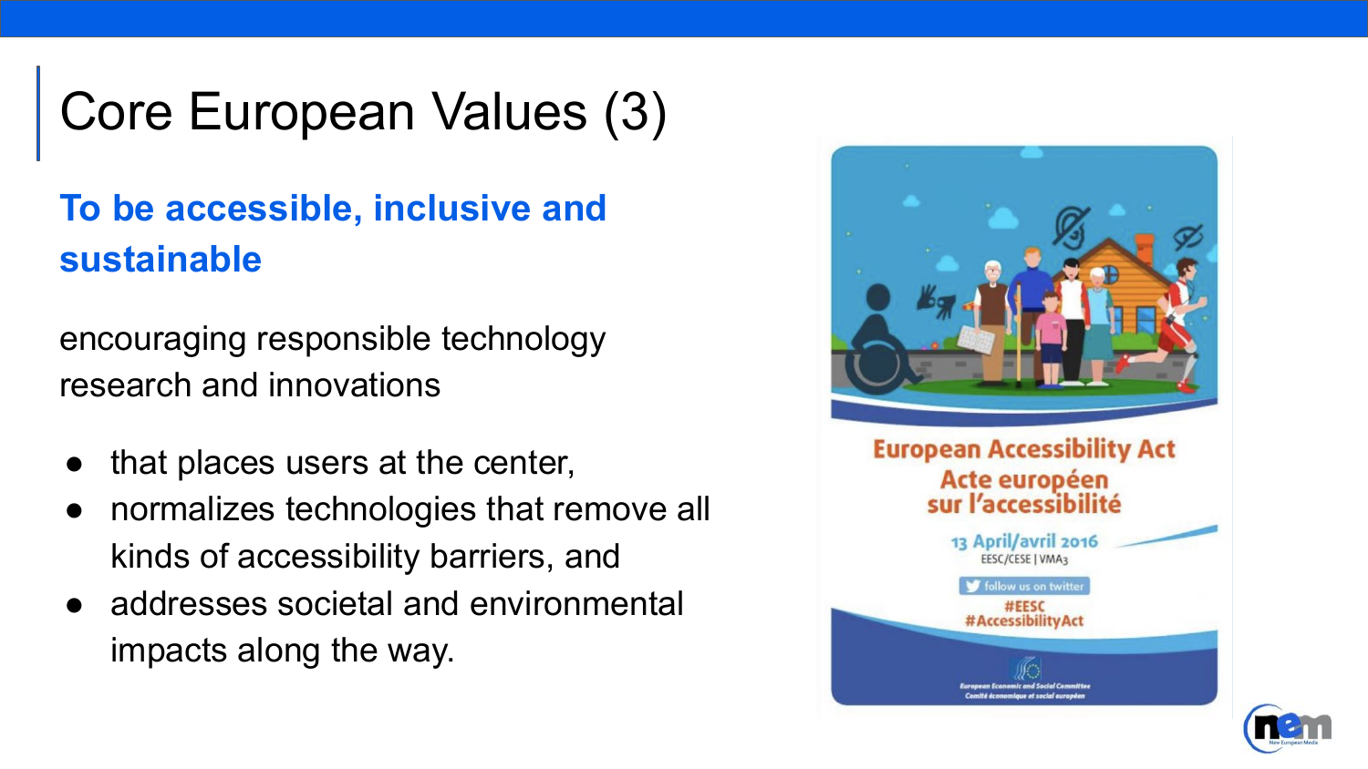# Core European Values (3)

## To be accessible, inclusive and sustainable

encouraging responsible technology research and innovations

- that places users at the center,
- normalizes technologies that remove all kinds of accessibility barriers, and
- addresses societal and environmental impacts along the way.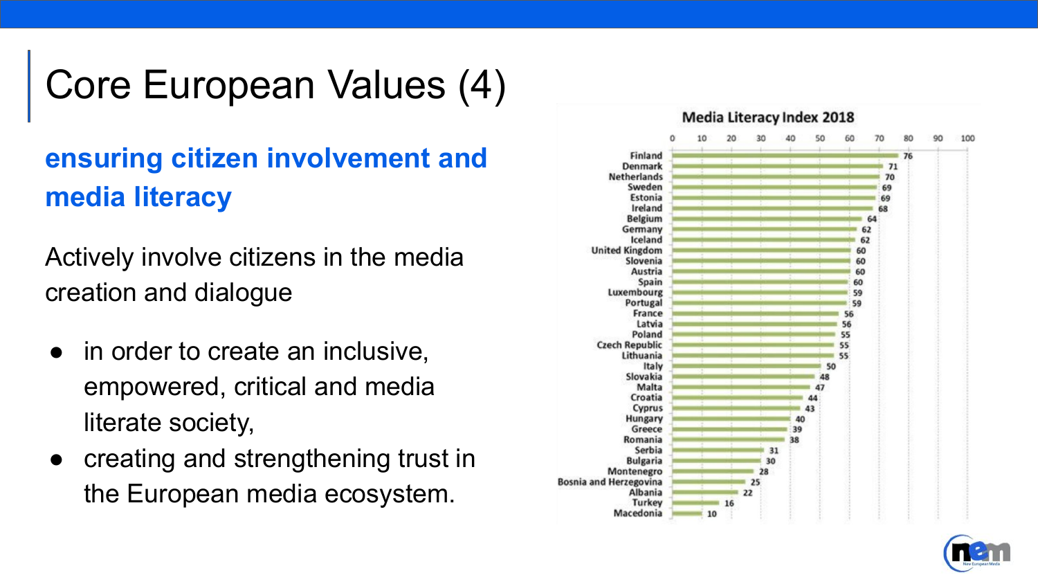# Core European Values (4)

## ensuring citizen involvement and media literacy

Actively involve citizens in the media creation and dialogue

- in order to create an inclusive, empowered, critical and media literate society,
- creating and strengthening trust in the European media ecosystem.

**Media Literacy Index 2018**

| Country | Score |
|---|---|
| Finland | 76 |
| Denmark | 71 |
| Netherlands | 70 |
| Sweden | 69 |
| Estonia | 69 |
| Ireland | 68 |
| Belgium | 64 |
| Germany | 62 |
| Iceland | 62 |
| United Kingdom | 60 |
| Slovenia | 60 |
| Austria | 60 |
| Spain | 60 |
| Luxembourg | 59 |
| Portugal | 59 |
| France | 56 |
| Latvia | 56 |
| Poland | 55 |
| Czech Republic | 55 |
| Lithuania | 55 |
| Italy | 50 |
| Slovakia | 48 |
| Malta | 47 |
| Croatia | 44 |
| Cyprus | 43 |
| Hungary | 40 |
| Greece | 39 |
| Romania | 38 |
| Serbia | 31 |
| Bulgaria | 30 |
| Montenegro | 28 |
| Bosnia and Herzegovina | 25 |
| Albania | 22 |
| Turkey | 16 |
| Macedonia | 10 |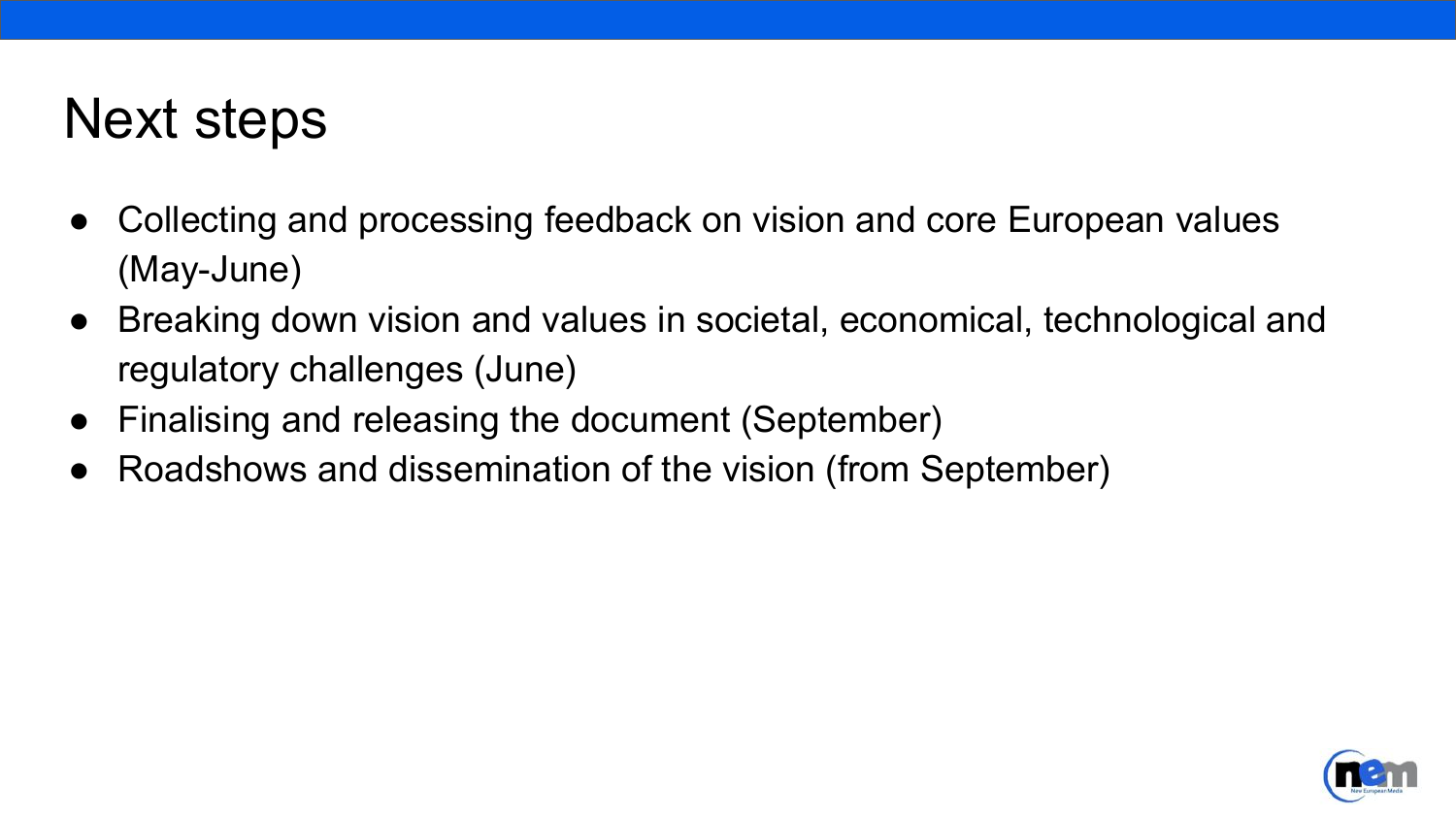# Next steps

- Collecting and processing feedback on vision and core European values (May-June)
- Breaking down vision and values in societal, economical, technological and regulatory challenges (June)
- Finalising and releasing the document (September)
- Roadshows and dissemination of the vision (from September)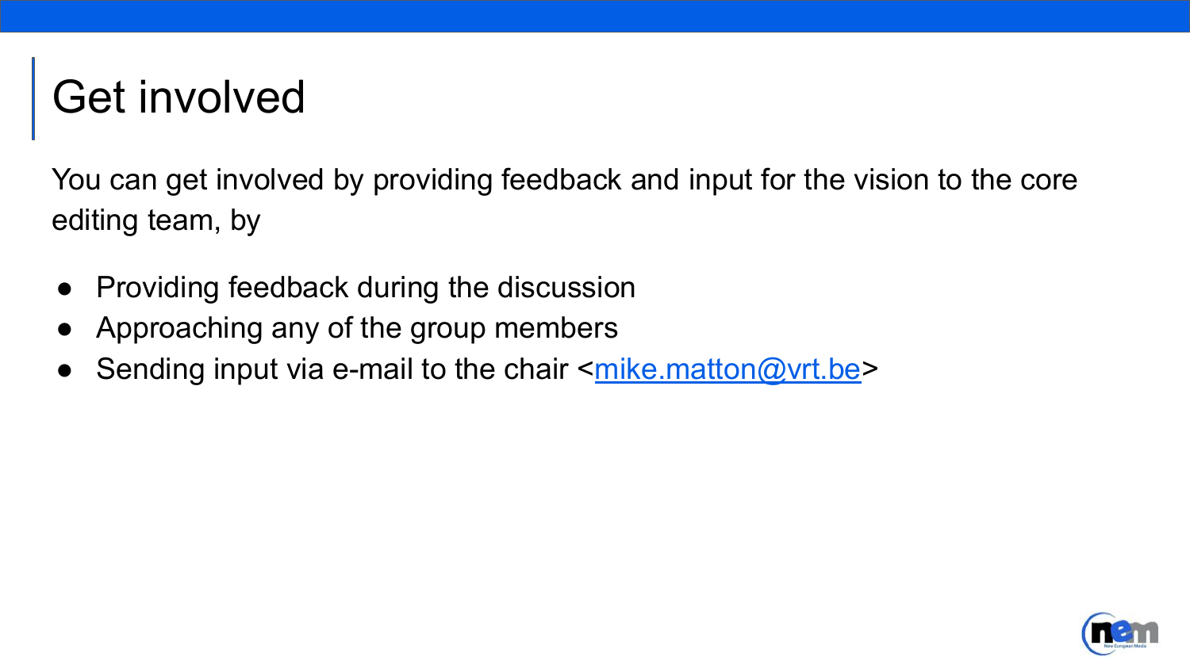# Get involved

You can get involved by providing feedback and input for the vision to the core editing team, by

- Providing feedback during the discussion
- Approaching any of the group members
- Sending input via e-mail to the chair <mike.matton@vrt.be>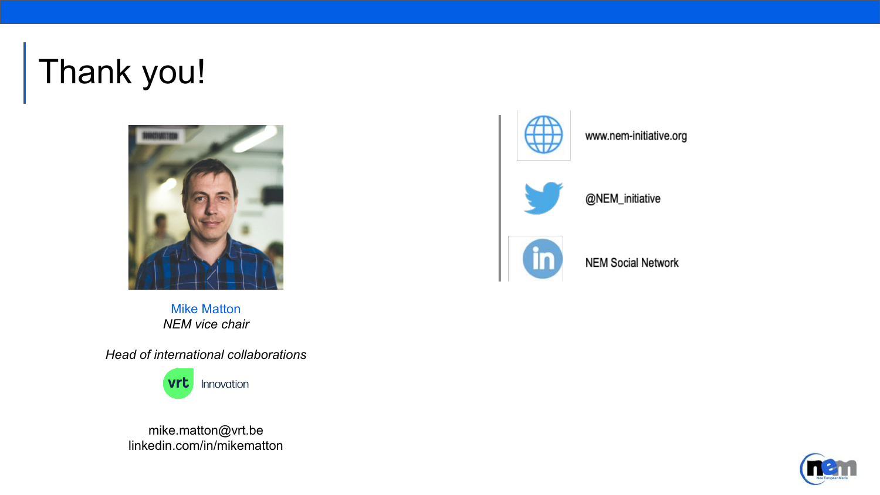# Thank you!

Mike Matton

*NEM vice chair*

*Head of international collaborations*

vrt Innovation

mike.matton@vrt.be
linkedin.com/in/mikematton

www.nem-initiative.org

@NEM_initiative

NEM Social Network